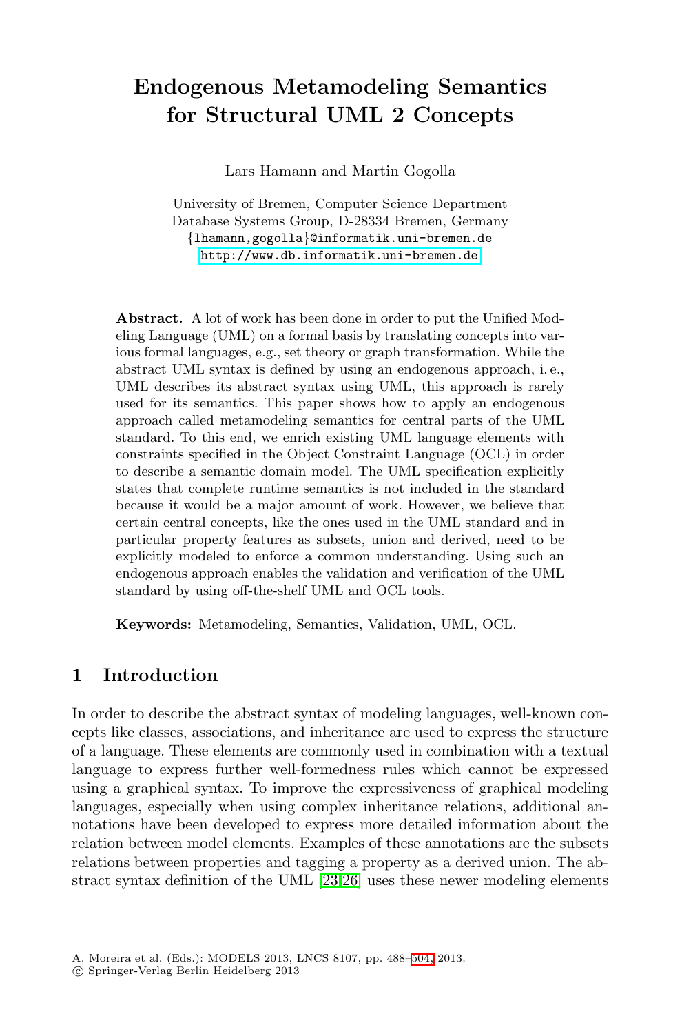# Endogenous Metamodeling Semantics for Structural UML 2 Concepts

Lars Hamann and Martin Gogolla

University of Bremen, Computer Science Department
Database Systems Group, D-28334 Bremen, Germany
{lhamann,gogolla}@informatik.uni-bremen.de
http://www.db.informatik.uni-bremen.de

**Abstract.** A lot of work has been done in order to put the Unified Modeling Language (UML) on a formal basis by translating concepts into various formal languages, e.g., set theory or graph transformation. While the abstract UML syntax is defined by using an endogenous approach, i. e., UML describes its abstract syntax using UML, this approach is rarely used for its semantics. This paper shows how to apply an endogenous approach called metamodeling semantics for central parts of the UML standard. To this end, we enrich existing UML language elements with constraints specified in the Object Constraint Language (OCL) in order to describe a semantic domain model. The UML specification explicitly states that complete runtime semantics is not included in the standard because it would be a major amount of work. However, we believe that certain central concepts, like the ones used in the UML standard and in particular property features as subsets, union and derived, need to be explicitly modeled to enforce a common understanding. Using such an endogenous approach enables the validation and verification of the UML standard by using off-the-shelf UML and OCL tools.

**Keywords:** Metamodeling, Semantics, Validation, UML, OCL.

## 1 Introduction

In order to describe the abstract syntax of modeling languages, well-known concepts like classes, associations, and inheritance are used to express the structure of a language. These elements are commonly used in combination with a textual language to express further well-formedness rules which cannot be expressed using a graphical syntax. To improve the expressiveness of graphical modeling languages, especially when using complex inheritance relations, additional annotations have been developed to express more detailed information about the relation between model elements. Examples of these annotations are the subsets relations between properties and tagging a property as a derived union. The abstract syntax definition of the UML [23,26] uses these newer modeling elements

A. Moreira et al. (Eds.): MODELS 2013, LNCS 8107, pp. 488–504, 2013.
© Springer-Verlag Berlin Heidelberg 2013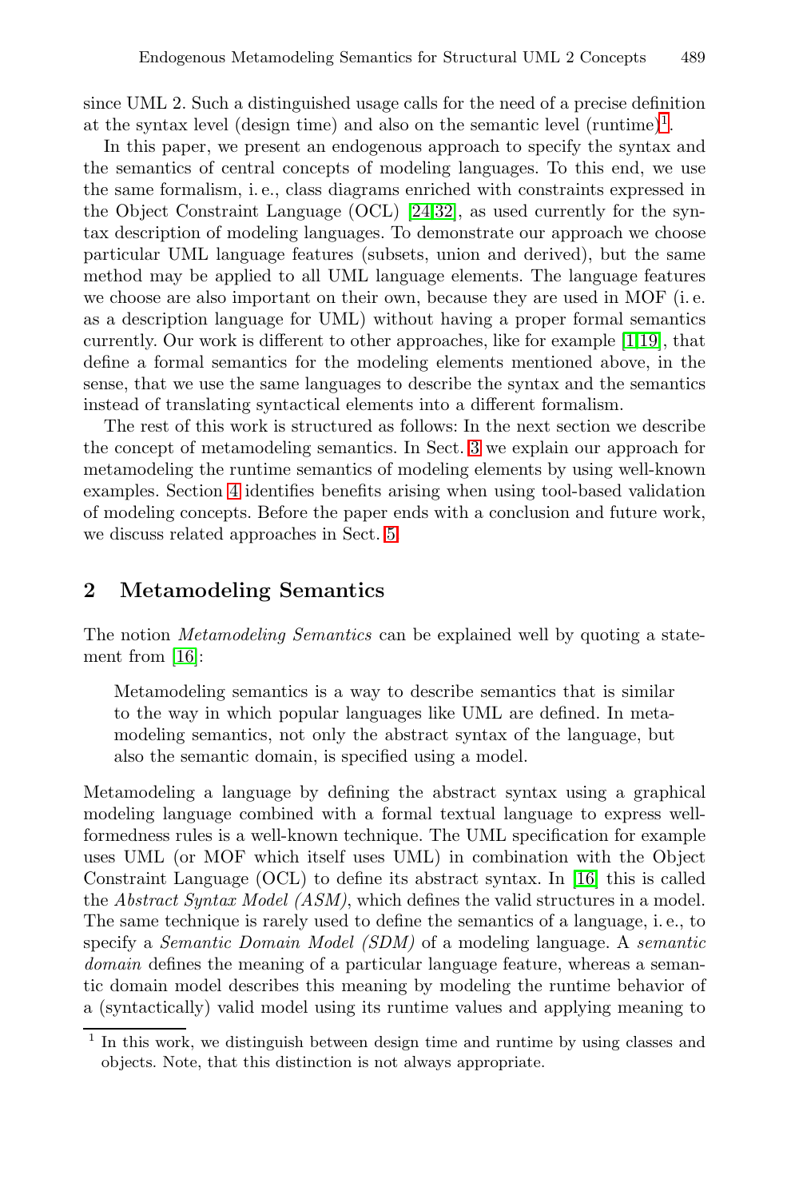since UML 2. Such a distinguished usage calls for the need of a precise definition at the syntax level (design time) and also on the semantic level (runtime)[1].

In this paper, we present an endogenous approach to specify the syntax and the semantics of central concepts of modeling languages. To this end, we use the same formalism, i. e., class diagrams enriched with constraints expressed in the Object Constraint Language (OCL) [24,32], as used currently for the syntax description of modeling languages. To demonstrate our approach we choose particular UML language features (subsets, union and derived), but the same method may be applied to all UML language elements. The language features we choose are also important on their own, because they are used in MOF (i. e. as a description language for UML) without having a proper formal semantics currently. Our work is different to other approaches, like for example [1,19], that define a formal semantics for the modeling elements mentioned above, in the sense, that we use the same languages to describe the syntax and the semantics instead of translating syntactical elements into a different formalism.

The rest of this work is structured as follows: In the next section we describe the concept of metamodeling semantics. In Sect. 3 we explain our approach for metamodeling the runtime semantics of modeling elements by using well-known examples. Section 4 identifies benefits arising when using tool-based validation of modeling concepts. Before the paper ends with a conclusion and future work, we discuss related approaches in Sect. 5.

## 2 Metamodeling Semantics

The notion *Metamodeling Semantics* can be explained well by quoting a statement from [16]:

> Metamodeling semantics is a way to describe semantics that is similar to the way in which popular languages like UML are defined. In metamodeling semantics, not only the abstract syntax of the language, but also the semantic domain, is specified using a model.

Metamodeling a language by defining the abstract syntax using a graphical modeling language combined with a formal textual language to express well-formedness rules is a well-known technique. The UML specification for example uses UML (or MOF which itself uses UML) in combination with the Object Constraint Language (OCL) to define its abstract syntax. In [16] this is called the *Abstract Syntax Model (ASM)*, which defines the valid structures in a model. The same technique is rarely used to define the semantics of a language, i. e., to specify a *Semantic Domain Model (SDM)* of a modeling language. A *semantic domain* defines the meaning of a particular language feature, whereas a semantic domain model describes this meaning by modeling the runtime behavior of a (syntactically) valid model using its runtime values and applying meaning to

[1] In this work, we distinguish between design time and runtime by using classes and objects. Note, that this distinction is not always appropriate.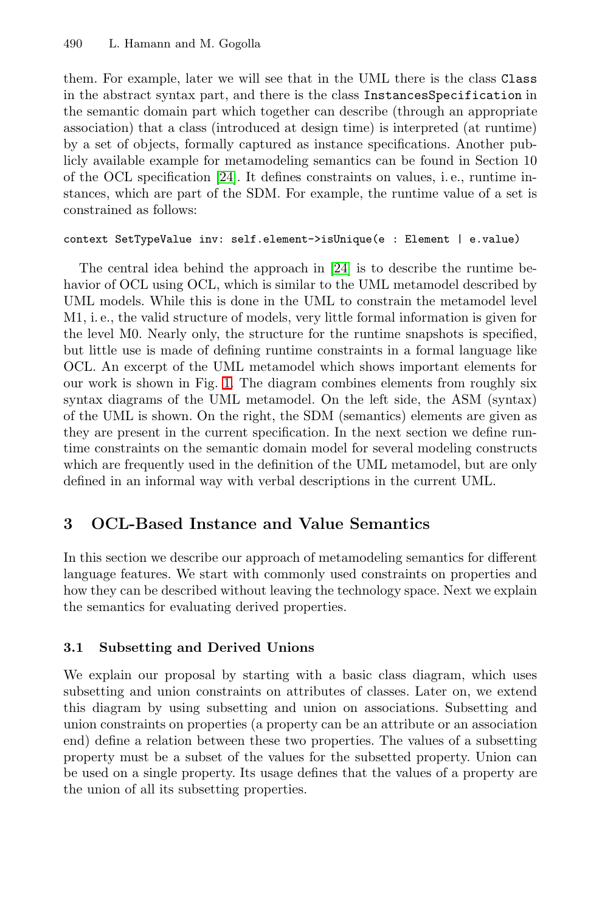them. For example, later we will see that in the UML there is the class `Class` in the abstract syntax part, and there is the class `InstancesSpecification` in the semantic domain part which together can describe (through an appropriate association) that a class (introduced at design time) is interpreted (at runtime) by a set of objects, formally captured as instance specifications. Another publicly available example for metamodeling semantics can be found in Section 10 of the OCL specification [24]. It defines constraints on values, i. e., runtime instances, which are part of the SDM. For example, the runtime value of a set is constrained as follows:

```
context SetTypeValue inv: self.element->isUnique(e : Element | e.value)
```

The central idea behind the approach in [24] is to describe the runtime behavior of OCL using OCL, which is similar to the UML metamodel described by UML models. While this is done in the UML to constrain the metamodel level M1, i. e., the valid structure of models, very little formal information is given for the level M0. Nearly only, the structure for the runtime snapshots is specified, but little use is made of defining runtime constraints in a formal language like OCL. An excerpt of the UML metamodel which shows important elements for our work is shown in Fig. 1. The diagram combines elements from roughly six syntax diagrams of the UML metamodel. On the left side, the ASM (syntax) of the UML is shown. On the right, the SDM (semantics) elements are given as they are present in the current specification. In the next section we define runtime constraints on the semantic domain model for several modeling constructs which are frequently used in the definition of the UML metamodel, but are only defined in an informal way with verbal descriptions in the current UML.

## 3 OCL-Based Instance and Value Semantics

In this section we describe our approach of metamodeling semantics for different language features. We start with commonly used constraints on properties and how they can be described without leaving the technology space. Next we explain the semantics for evaluating derived properties.

### 3.1 Subsetting and Derived Unions

We explain our proposal by starting with a basic class diagram, which uses subsetting and union constraints on attributes of classes. Later on, we extend this diagram by using subsetting and union on associations. Subsetting and union constraints on properties (a property can be an attribute or an association end) define a relation between these two properties. The values of a subsetting property must be a subset of the values for the subsetted property. Union can be used on a single property. Its usage defines that the values of a property are the union of all its subsetting properties.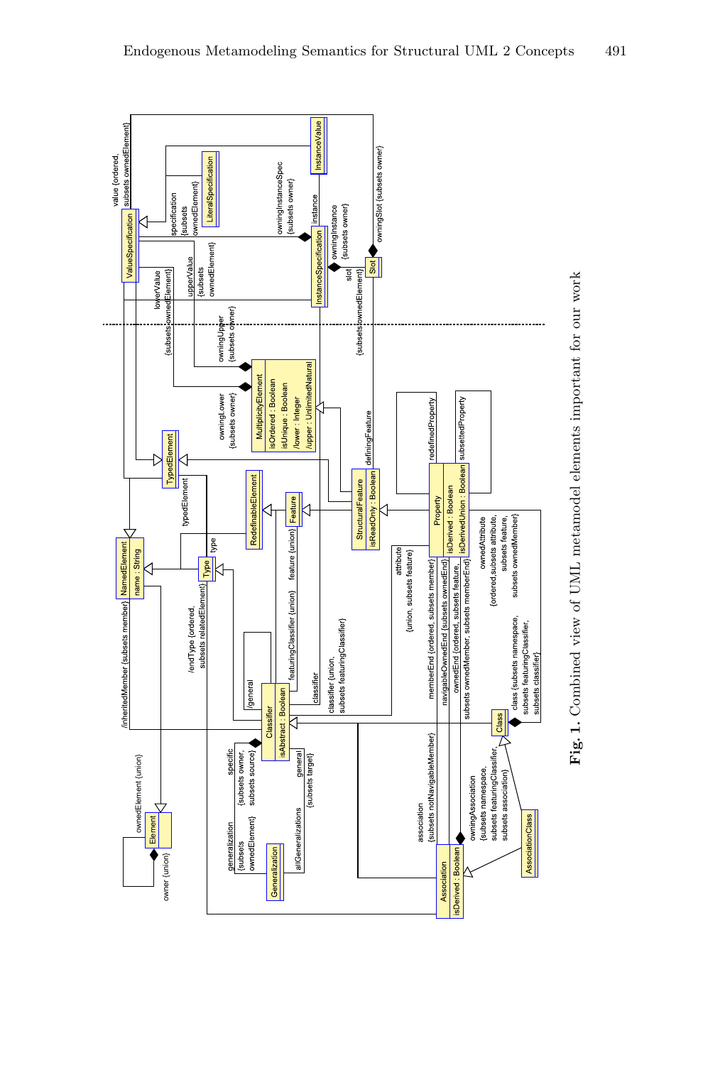**Fig. 1.** Combined view of UML metamodel elements important for our work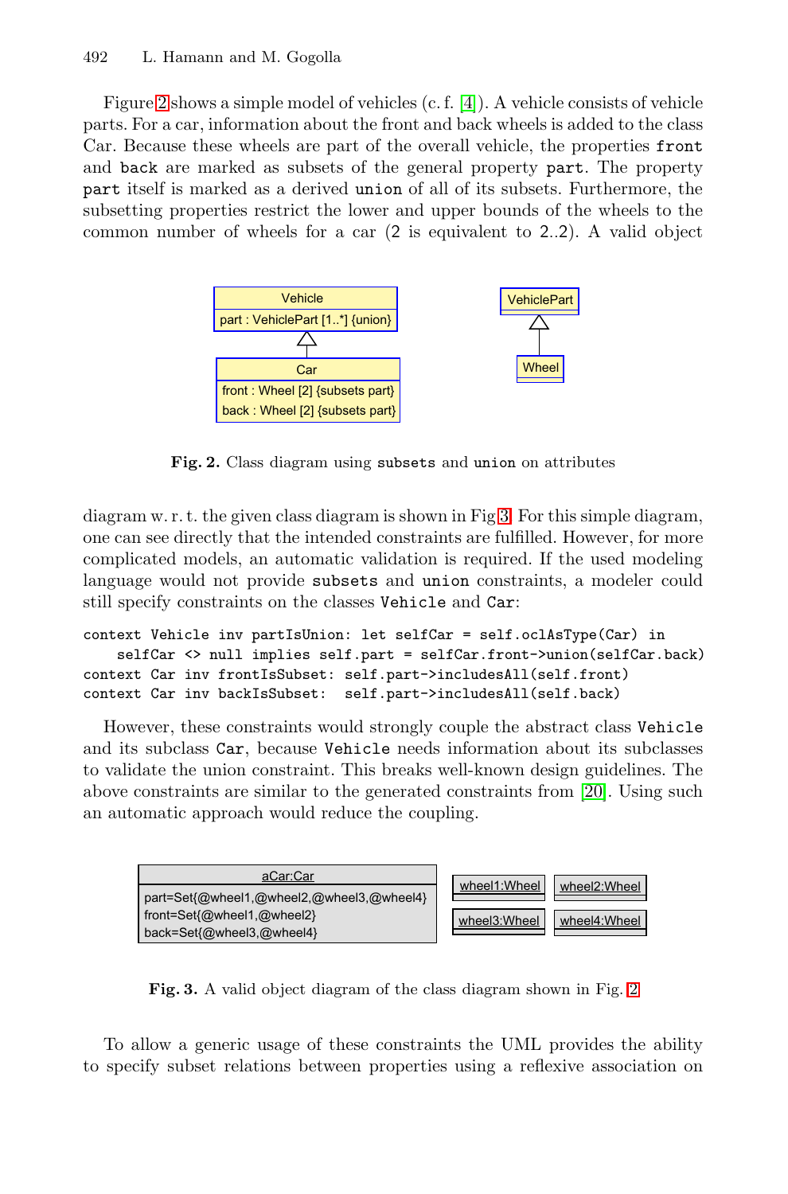Figure 2 shows a simple model of vehicles (c. f. [4]). A vehicle consists of vehicle parts. For a car, information about the front and back wheels is added to the class Car. Because these wheels are part of the overall vehicle, the properties `front` and `back` are marked as subsets of the general property `part`. The property `part` itself is marked as a derived `union` of all of its subsets. Furthermore, the subsetting properties restrict the lower and upper bounds of the wheels to the common number of wheels for a car (2 is equivalent to 2..2). A valid object

**Fig. 2.** Class diagram using `subsets` and `union` on attributes

diagram w. r. t. the given class diagram is shown in Fig 3. For this simple diagram, one can see directly that the intended constraints are fulfilled. However, for more complicated models, an automatic validation is required. If the used modeling language would not provide `subsets` and `union` constraints, a modeler could still specify constraints on the classes `Vehicle` and `Car`:

```
context Vehicle inv partIsUnion: let selfCar = self.oclAsType(Car) in
    selfCar <> null implies self.part = selfCar.front->union(selfCar.back)
context Car inv frontIsSubset: self.part->includesAll(self.front)
context Car inv backIsSubset:  self.part->includesAll(self.back)
```

However, these constraints would strongly couple the abstract class `Vehicle` and its subclass `Car`, because `Vehicle` needs information about its subclasses to validate the union constraint. This breaks well-known design guidelines. The above constraints are similar to the generated constraints from [20]. Using such an automatic approach would reduce the coupling.

**Fig. 3.** A valid object diagram of the class diagram shown in Fig. 2

To allow a generic usage of these constraints the UML provides the ability to specify subset relations between properties using a reflexive association on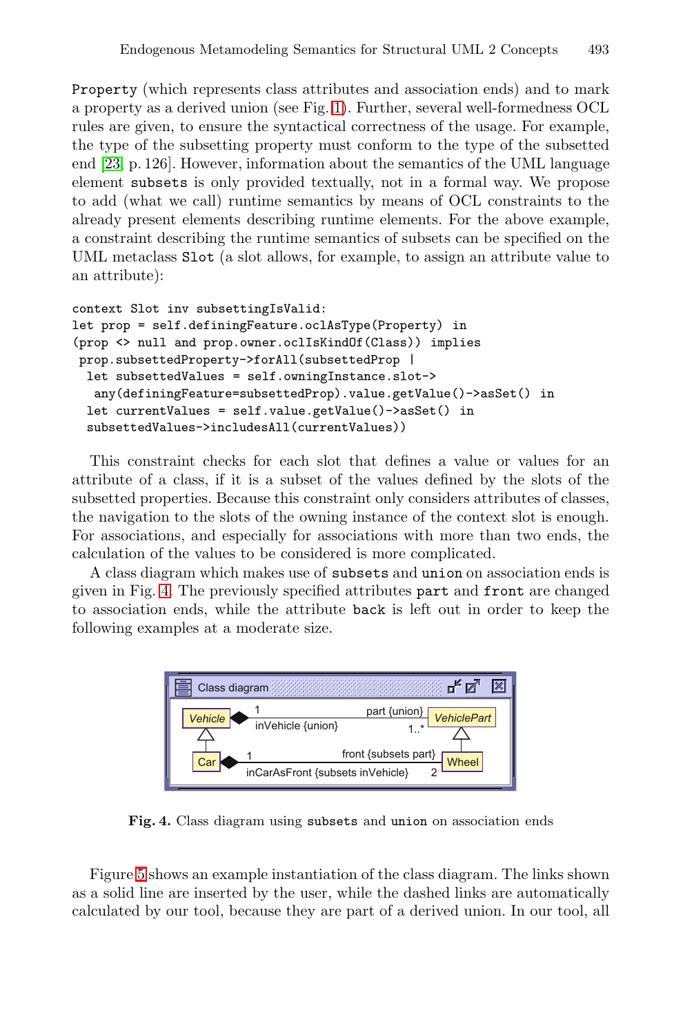Property (which represents class attributes and association ends) and to mark a property as a derived union (see Fig. 1). Further, several well-formedness OCL rules are given, to ensure the syntactical correctness of the usage. For example, the type of the subsetting property must conform to the type of the subsetted end [23, p. 126]. However, information about the semantics of the UML language element subsets is only provided textually, not in a formal way. We propose to add (what we call) runtime semantics by means of OCL constraints to the already present elements describing runtime elements. For the above example, a constraint describing the runtime semantics of subsets can be specified on the UML metaclass Slot (a slot allows, for example, to assign an attribute value to an attribute):

```
context Slot inv subsettingIsValid:
let prop = self.definingFeature.oclAsType(Property) in
(prop <> null and prop.owner.oclIsKindOf(Class)) implies
 prop.subsettedProperty->forAll(subsettedProp |
  let subsettedValues = self.owningInstance.slot->
   any(definingFeature=subsettedProp).value.getValue()->asSet() in
  let currentValues = self.value.getValue()->asSet() in
  subsettedValues->includesAll(currentValues))
```

This constraint checks for each slot that defines a value or values for an attribute of a class, if it is a subset of the values defined by the slots of the subsetted properties. Because this constraint only considers attributes of classes, the navigation to the slots of the owning instance of the context slot is enough. For associations, and especially for associations with more than two ends, the calculation of the values to be considered is more complicated.

A class diagram which makes use of subsets and union on association ends is given in Fig. 4. The previously specified attributes part and front are changed to association ends, while the attribute back is left out in order to keep the following examples at a moderate size.

Class diagram

Vehicle
1
part {union}
VehiclePart
inVehicle {union}
1..*
Car
1
front {subsets part}
Wheel
inCarAsFront {subsets inVehicle}
2

**Fig. 4.** Class diagram using subsets and union on association ends

Figure 5 shows an example instantiation of the class diagram. The links shown as a solid line are inserted by the user, while the dashed links are automatically calculated by our tool, because they are part of a derived union. In our tool, all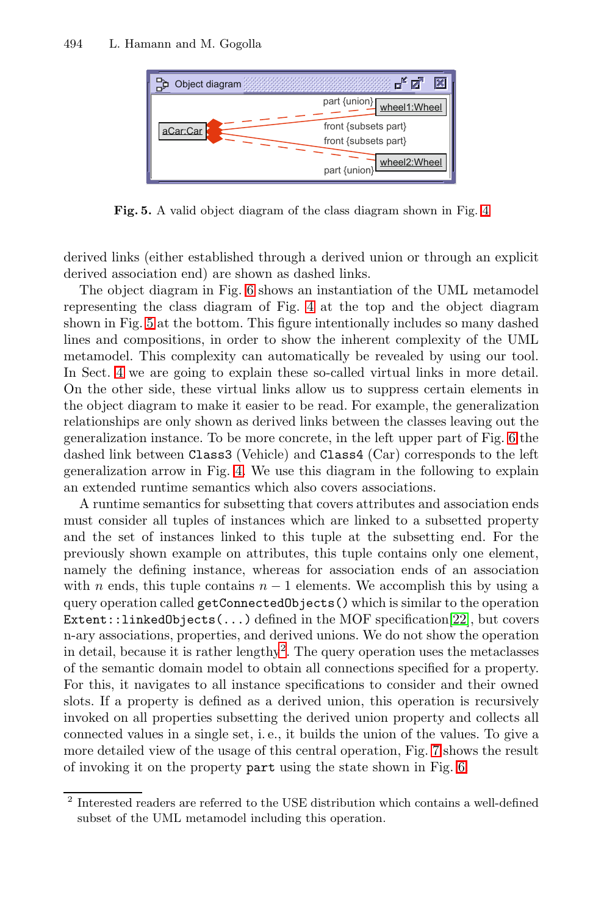**Fig. 5.** A valid object diagram of the class diagram shown in Fig. 4

derived links (either established through a derived union or through an explicit derived association end) are shown as dashed links.

The object diagram in Fig. 6 shows an instantiation of the UML metamodel representing the class diagram of Fig. 4 at the top and the object diagram shown in Fig. 5 at the bottom. This figure intentionally includes so many dashed lines and compositions, in order to show the inherent complexity of the UML metamodel. This complexity can automatically be revealed by using our tool. In Sect. 4 we are going to explain these so-called virtual links in more detail. On the other side, these virtual links allow us to suppress certain elements in the object diagram to make it easier to be read. For example, the generalization relationships are only shown as derived links between the classes leaving out the generalization instance. To be more concrete, in the left upper part of Fig. 6 the dashed link between `Class3` (Vehicle) and `Class4` (Car) corresponds to the left generalization arrow in Fig. 4. We use this diagram in the following to explain an extended runtime semantics which also covers associations.

A runtime semantics for subsetting that covers attributes and association ends must consider all tuples of instances which are linked to a subsetted property and the set of instances linked to this tuple at the subsetting end. For the previously shown example on attributes, this tuple contains only one element, namely the defining instance, whereas for association ends of an association with $n$ ends, this tuple contains $n - 1$ elements. We accomplish this by using a query operation called `getConnectedObjects()` which is similar to the operation `Extent::linkedObjects(...)` defined in the MOF specification[22], but covers n-ary associations, properties, and derived unions. We do not show the operation in detail, because it is rather lengthy[2]. The query operation uses the metaclasses of the semantic domain model to obtain all connections specified for a property. For this, it navigates to all instance specifications to consider and their owned slots. If a property is defined as a derived union, this operation is recursively invoked on all properties subsetting the derived union property and collects all connected values in a single set, i. e., it builds the union of the values. To give a more detailed view of the usage of this central operation, Fig. 7 shows the result of invoking it on the property `part` using the state shown in Fig. 6.

[2] Interested readers are referred to the USE distribution which contains a well-defined subset of the UML metamodel including this operation.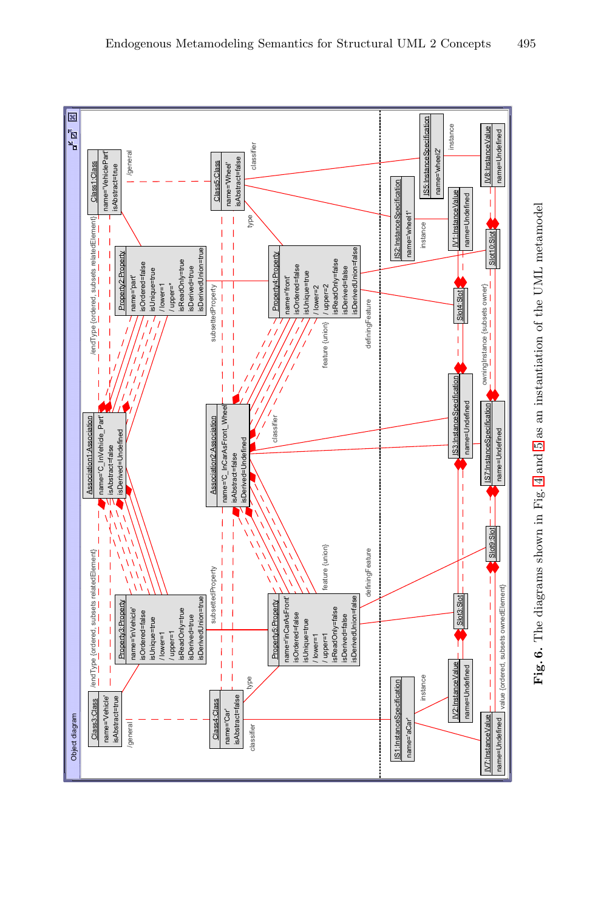Object diagram

Class3:Class
name='Vehicle'
isAbstract=true

Class1:Class
name='VehiclePart'
isAbstract=true

Class4:Class
name='Car'
isAbstract=false

Class5:Class
name='Wheel'
isAbstract=false

Property3:Property
name='inVehicle'
isOrdered=false
isUnique=true
/ lower=1
/ upper=1
isReadOnly=true
isDerived=true
isDerivedUnion=true

Property2:Property
name='part'
isOrdered=false
isUnique=true
/ lower=1
/ upper='*'
isReadOnly=true
isDerived=true
isDerivedUnion=true

Association1:Association
name='C_InVehicle_Part'
isAbstract=false
isDerived=Undefined

Association2:Association
name='C_InCarAsFront_Wheel'
isAbstract=false
isDerived=Undefined

Property5:Property
name='inCarAsFront'
isOrdered=false
isUnique=true
/ lower=1
/ upper=1
isReadOnly=false
isDerived=false
isDerivedUnion=false

Property4:Property
name='front'
isOrdered=false
isUnique=true
/ lower=2
/ upper=2
isReadOnly=false
isDerived=false
isDerivedUnion=false

IS1:InstanceSpecification
name='aCar'

IS2:InstanceSpecification
name='wheel1'

IS5:InstanceSpecification
name='wheel2'

IS3:InstanceSpecification
name=Undefined

IS7:InstanceSpecification
name=Undefined

IV1:InstanceValue
name=Undefined

IV2:InstanceValue
name=Undefined

IV7:InstanceValue
name=Undefined

IV8:InstanceValue
name=Undefined

Slot3:Slot

Slot4:Slot

Slot9:Slot

Slot10:Slot

/endType {ordered, subsets relatedElement}
/general
subsettedProperty
type
classifier
feature {union}
definingFeature
instance
owningInstance {subsets owner}
value {ordered, subsets ownedElement}

**Fig. 6.** The diagrams shown in Fig. 4 and 5 as an instantiation of the UML metamodel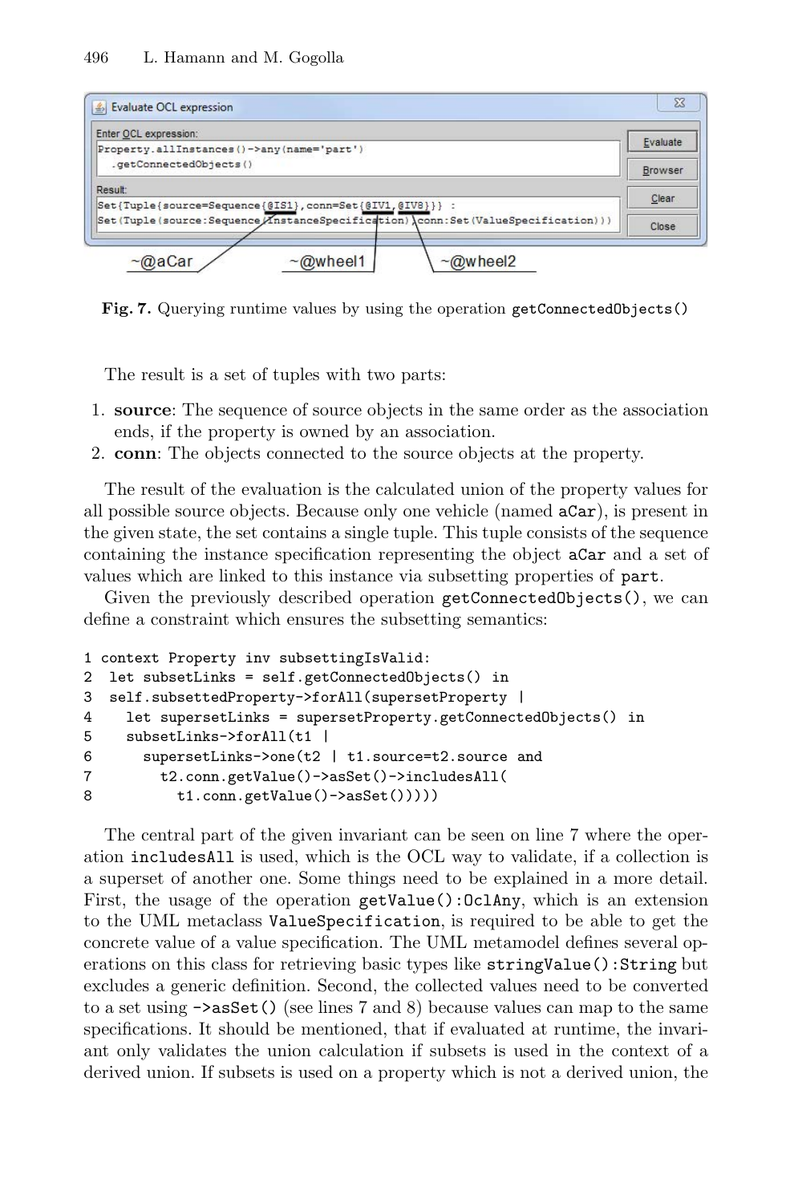Fig. 7. Querying runtime values by using the operation getConnectedObjects()

The result is a set of tuples with two parts:

1. **source**: The sequence of source objects in the same order as the association ends, if the property is owned by an association.
2. **conn**: The objects connected to the source objects at the property.

The result of the evaluation is the calculated union of the property values for all possible source objects. Because only one vehicle (named aCar), is present in the given state, the set contains a single tuple. This tuple consists of the sequence containing the instance specification representing the object aCar and a set of values which are linked to this instance via subsetting properties of part.

Given the previously described operation getConnectedObjects(), we can define a constraint which ensures the subsetting semantics:

```
1 context Property inv subsettingIsValid:
2  let subsetLinks = self.getConnectedObjects() in
3  self.subsettedProperty->forAll(supersetProperty |
4    let supersetLinks = supersetProperty.getConnectedObjects() in
5    subsetLinks->forAll(t1 |
6      supersetLinks->one(t2 | t1.source=t2.source and
7        t2.conn.getValue()->asSet()->includesAll(
8          t1.conn.getValue()->asSet()))))
```

The central part of the given invariant can be seen on line 7 where the operation includesAll is used, which is the OCL way to validate, if a collection is a superset of another one. Some things need to be explained in a more detail. First, the usage of the operation getValue():OclAny, which is an extension to the UML metaclass ValueSpecification, is required to be able to get the concrete value of a value specification. The UML metamodel defines several operations on this class for retrieving basic types like stringValue():String but excludes a generic definition. Second, the collected values need to be converted to a set using ->asSet() (see lines 7 and 8) because values can map to the same specifications. It should be mentioned, that if evaluated at runtime, the invariant only validates the union calculation if subsets is used in the context of a derived union. If subsets is used on a property which is not a derived union, the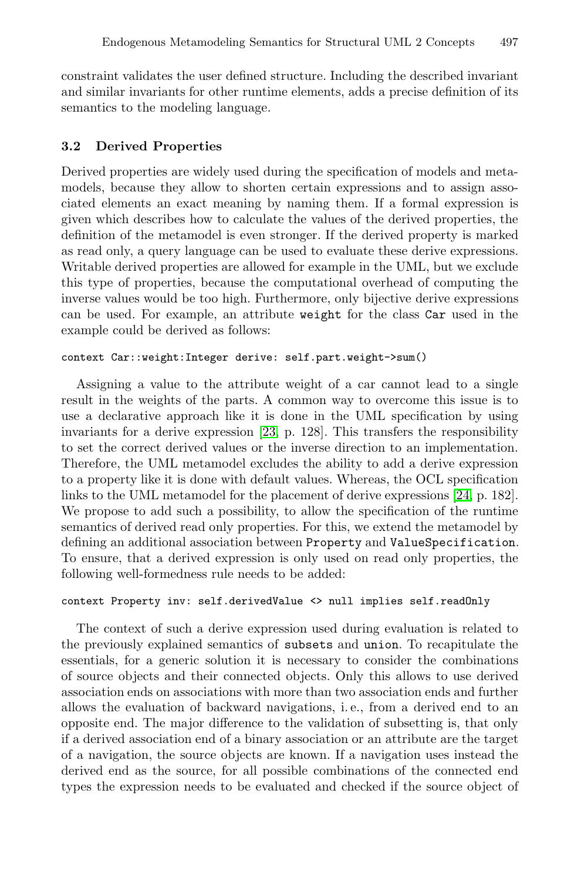constraint validates the user defined structure. Including the described invariant and similar invariants for other runtime elements, adds a precise definition of its semantics to the modeling language.

### 3.2 Derived Properties

Derived properties are widely used during the specification of models and metamodels, because they allow to shorten certain expressions and to assign associated elements an exact meaning by naming them. If a formal expression is given which describes how to calculate the values of the derived properties, the definition of the metamodel is even stronger. If the derived property is marked as read only, a query language can be used to evaluate these derive expressions. Writable derived properties are allowed for example in the UML, but we exclude this type of properties, because the computational overhead of computing the inverse values would be too high. Furthermore, only bijective derive expressions can be used. For example, an attribute `weight` for the class `Car` used in the example could be derived as follows:

```
context Car::weight:Integer derive: self.part.weight->sum()
```

Assigning a value to the attribute weight of a car cannot lead to a single result in the weights of the parts. A common way to overcome this issue is to use a declarative approach like it is done in the UML specification by using invariants for a derive expression [23, p. 128]. This transfers the responsibility to set the correct derived values or the inverse direction to an implementation. Therefore, the UML metamodel excludes the ability to add a derive expression to a property like it is done with default values. Whereas, the OCL specification links to the UML metamodel for the placement of derive expressions [24, p. 182]. We propose to add such a possibility, to allow the specification of the runtime semantics of derived read only properties. For this, we extend the metamodel by defining an additional association between `Property` and `ValueSpecification`. To ensure, that a derived expression is only used on read only properties, the following well-formedness rule needs to be added:

```
context Property inv: self.derivedValue <> null implies self.readOnly
```

The context of such a derive expression used during evaluation is related to the previously explained semantics of `subsets` and `union`. To recapitulate the essentials, for a generic solution it is necessary to consider the combinations of source objects and their connected objects. Only this allows to use derived association ends on associations with more than two association ends and further allows the evaluation of backward navigations, i. e., from a derived end to an opposite end. The major difference to the validation of subsetting is, that only if a derived association end of a binary association or an attribute are the target of a navigation, the source objects are known. If a navigation uses instead the derived end as the source, for all possible combinations of the connected end types the expression needs to be evaluated and checked if the source object of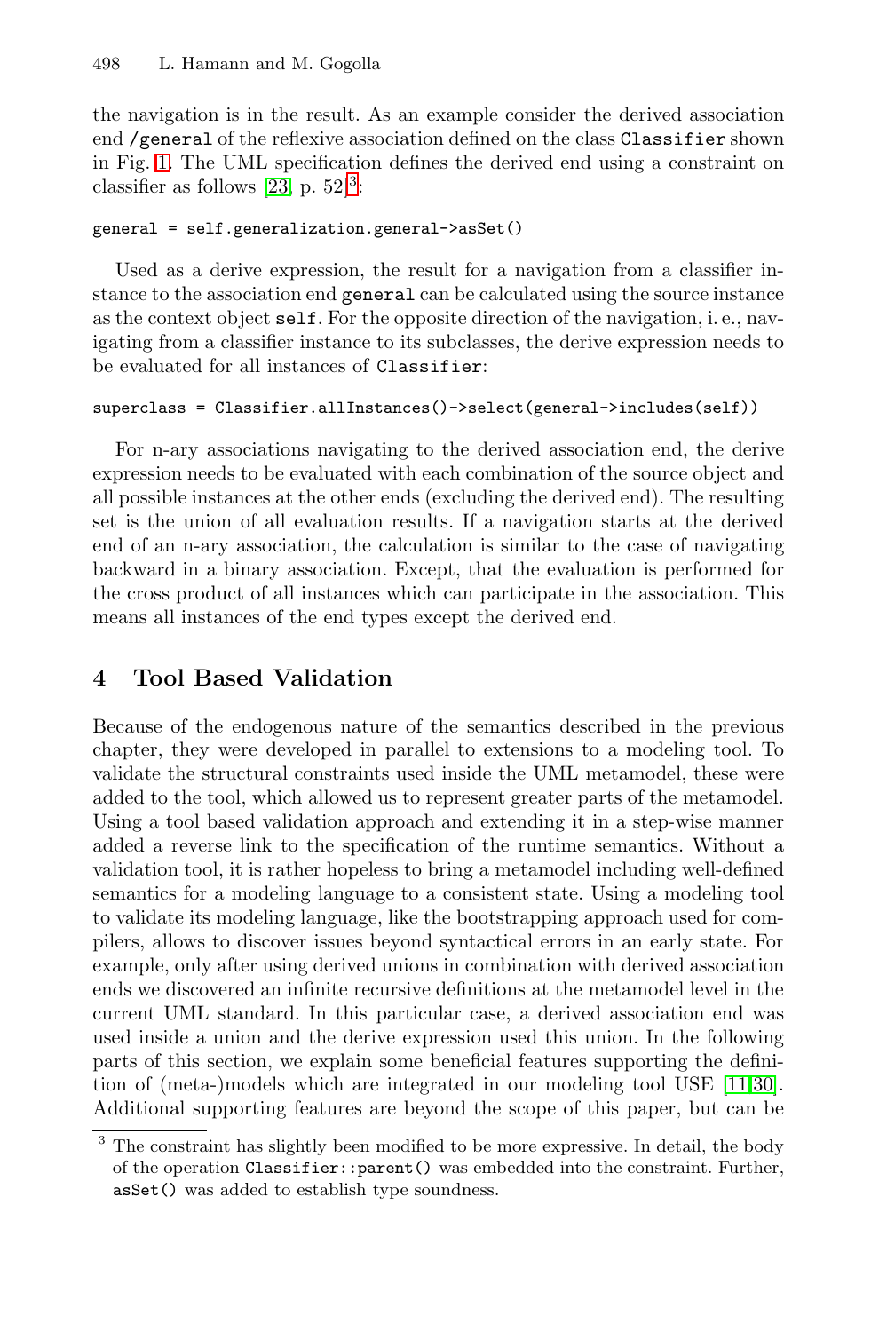the navigation is in the result. As an example consider the derived association end /general of the reflexive association defined on the class Classifier shown in Fig. 1. The UML specification defines the derived end using a constraint on classifier as follows [23, p. 52][3]:

```
general = self.generalization.general->asSet()
```

Used as a derive expression, the result for a navigation from a classifier instance to the association end general can be calculated using the source instance as the context object self. For the opposite direction of the navigation, i. e., navigating from a classifier instance to its subclasses, the derive expression needs to be evaluated for all instances of Classifier:

```
superclass = Classifier.allInstances()->select(general->includes(self))
```

For n-ary associations navigating to the derived association end, the derive expression needs to be evaluated with each combination of the source object and all possible instances at the other ends (excluding the derived end). The resulting set is the union of all evaluation results. If a navigation starts at the derived end of an n-ary association, the calculation is similar to the case of navigating backward in a binary association. Except, that the evaluation is performed for the cross product of all instances which can participate in the association. This means all instances of the end types except the derived end.

## 4 Tool Based Validation

Because of the endogenous nature of the semantics described in the previous chapter, they were developed in parallel to extensions to a modeling tool. To validate the structural constraints used inside the UML metamodel, these were added to the tool, which allowed us to represent greater parts of the metamodel. Using a tool based validation approach and extending it in a step-wise manner added a reverse link to the specification of the runtime semantics. Without a validation tool, it is rather hopeless to bring a metamodel including well-defined semantics for a modeling language to a consistent state. Using a modeling tool to validate its modeling language, like the bootstrapping approach used for compilers, allows to discover issues beyond syntactical errors in an early state. For example, only after using derived unions in combination with derived association ends we discovered an infinite recursive definitions at the metamodel level in the current UML standard. In this particular case, a derived association end was used inside a union and the derive expression used this union. In the following parts of this section, we explain some beneficial features supporting the definition of (meta-)models which are integrated in our modeling tool USE [11,30]. Additional supporting features are beyond the scope of this paper, but can be

[3] The constraint has slightly been modified to be more expressive. In detail, the body of the operation Classifier::parent() was embedded into the constraint. Further, asSet() was added to establish type soundness.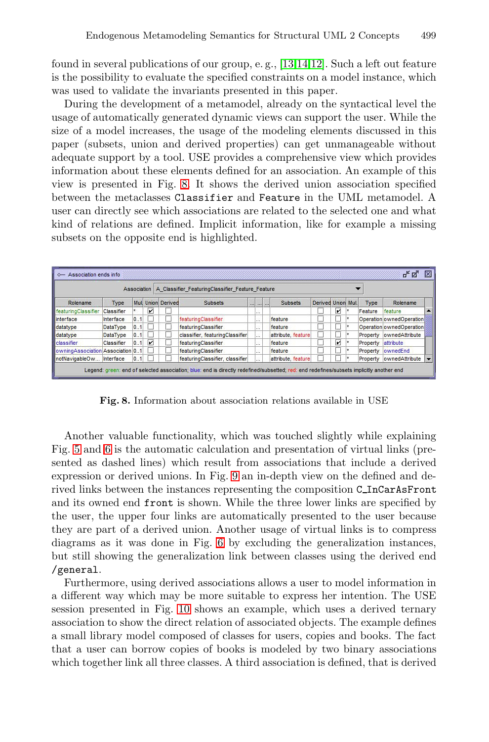found in several publications of our group, e. g., [13,14,12]. Such a left out feature is the possibility to evaluate the specified constraints on a model instance, which was used to validate the invariants presented in this paper.

During the development of a metamodel, already on the syntactical level the usage of automatically generated dynamic views can support the user. While the size of a model increases, the usage of the modeling elements discussed in this paper (subsets, union and derived properties) can get unmanageable without adequate support by a tool. USE provides a comprehensive view which provides information about these elements defined for an association. An example of this view is presented in Fig. 8. It shows the derived union association specified between the metaclasses `Classifier` and `Feature` in the UML metamodel. A user can directly see which associations are related to the selected one and what kind of relations are defined. Implicit information, like for example a missing subsets on the opposite end is highlighted.

Association ends info

Association: A_Classifier_FeaturingClassifier_Feature_Feature

| Rolename | Type | Mul. | Union | Derived | Subsets | ... | ... | ... | Subsets | Derived | Union | Mul. | Type | Rolename |
|---|---|---|---|---|---|---|---|---|---|---|---|---|---|---|
| featuringClassifier | Classifier | * | ☑ | ☐ | | | ... | | | ☐ | ☑ | * | Feature | feature |
| interface | Interface | 0..1 | ☐ | ☐ | featuringClassifier | | ... | | feature | ☐ | ☐ | * | Operation | ownedOperation |
| datatype | DataType | 0..1 | ☐ | ☐ | featuringClassifier | | ... | | feature | ☐ | ☐ | * | Operation | ownedOperation |
| datatype | DataType | 0..1 | ☐ | ☐ | classifier, featuringClassifier | | ... | | attribute, feature | ☐ | ☐ | * | Property | ownedAttribute |
| classifier | Classifier | 0..1 | ☑ | ☐ | featuringClassifier | | ... | | feature | ☐ | ☑ | * | Property | attribute |
| owningAssociation | Association | 0..1 | ☐ | ☐ | featuringClassifier | | ... | | feature | ☐ | ☐ | * | Property | ownedEnd |
| notNavigableOw... | Interface | 0..1 | ☐ | ☐ | featuringClassifier, classifier | | ... | | attribute, feature | ☐ | ☐ | * | Property | ownedAttribute |

Legend: green: end of selected association; blue: end is directly redefined/subsetted; red: end redefines/subsets implicitly another end

**Fig. 8.** Information about association relations available in USE

Another valuable functionality, which was touched slightly while explaining Fig. 5 and 6 is the automatic calculation and presentation of virtual links (presented as dashed lines) which result from associations that include a derived expression or derived unions. In Fig. 9 an in-depth view on the defined and derived links between the instances representing the composition `C_InCarAsFront` and its owned end `front` is shown. While the three lower links are specified by the user, the upper four links are automatically presented to the user because they are part of a derived union. Another usage of virtual links is to compress diagrams as it was done in Fig. 6 by excluding the generalization instances, but still showing the generalization link between classes using the derived end `/general`.

Furthermore, using derived associations allows a user to model information in a different way which may be more suitable to express her intention. The USE session presented in Fig. 10 shows an example, which uses a derived ternary association to show the direct relation of associated objects. The example defines a small library model composed of classes for users, copies and books. The fact that a user can borrow copies of books is modeled by two binary associations which together link all three classes. A third association is defined, that is derived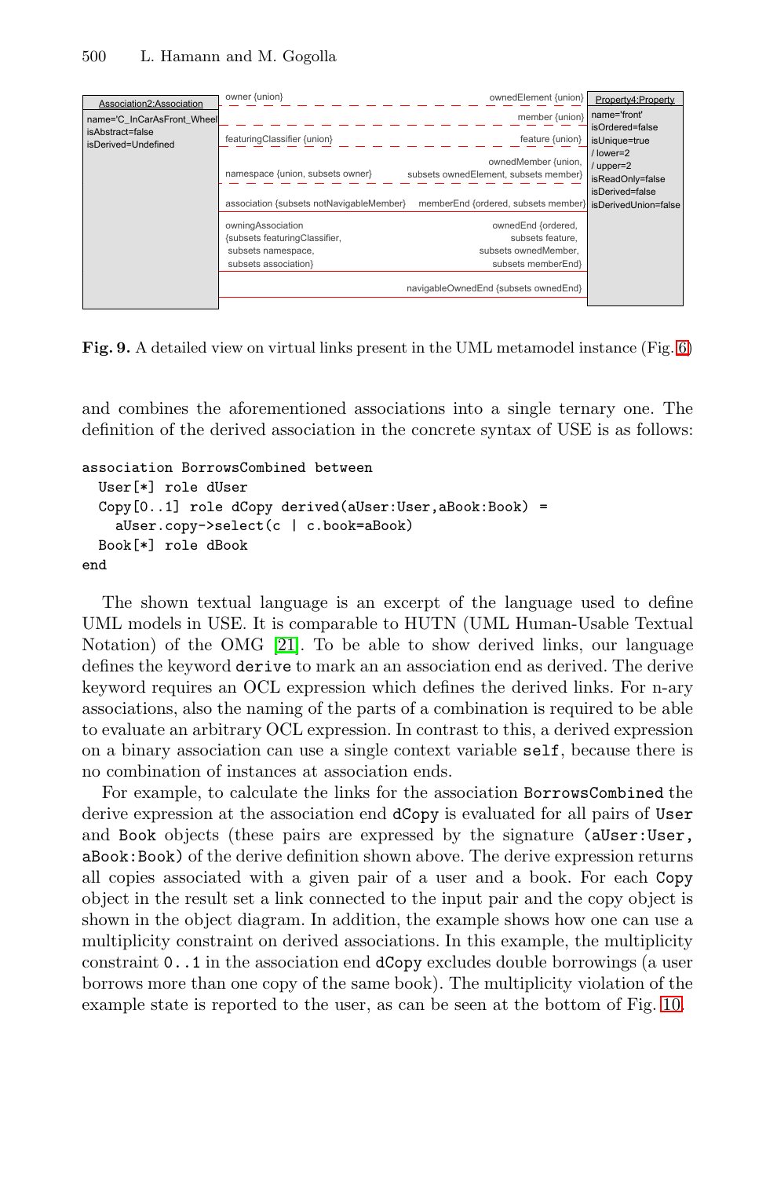**Fig. 9.** A detailed view on virtual links present in the UML metamodel instance (Fig. 6)

and combines the aforementioned associations into a single ternary one. The definition of the derived association in the concrete syntax of USE is as follows:

```
association BorrowsCombined between
  User[*] role dUser
  Copy[0..1] role dCopy derived(aUser:User,aBook:Book) =
    aUser.copy->select(c | c.book=aBook)
  Book[*] role dBook
end
```

The shown textual language is an excerpt of the language used to define UML models in USE. It is comparable to HUTN (UML Human-Usable Textual Notation) of the OMG [21]. To be able to show derived links, our language defines the keyword `derive` to mark an an association end as derived. The derive keyword requires an OCL expression which defines the derived links. For n-ary associations, also the naming of the parts of a combination is required to be able to evaluate an arbitrary OCL expression. In contrast to this, a derived expression on a binary association can use a single context variable `self`, because there is no combination of instances at association ends.

For example, to calculate the links for the association `BorrowsCombined` the derive expression at the association end `dCopy` is evaluated for all pairs of `User` and `Book` objects (these pairs are expressed by the signature `(aUser:User, aBook:Book)` of the derive definition shown above. The derive expression returns all copies associated with a given pair of a user and a book. For each `Copy` object in the result set a link connected to the input pair and the copy object is shown in the object diagram. In addition, the example shows how one can use a multiplicity constraint on derived associations. In this example, the multiplicity constraint `0..1` in the association end `dCopy` excludes double borrowings (a user borrows more than one copy of the same book). The multiplicity violation of the example state is reported to the user, as can be seen at the bottom of Fig. 10.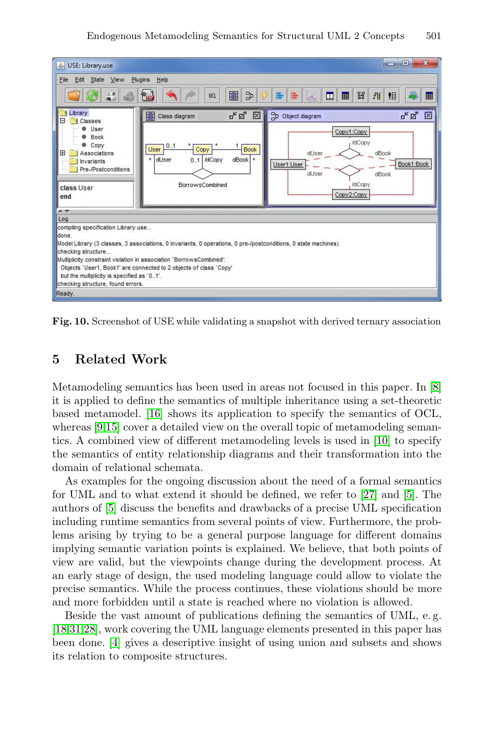**Fig. 10.** Screenshot of USE while validating a snapshot with derived ternary association

## 5 Related Work

Metamodeling semantics has been used in areas not focused in this paper. In [8] it is applied to define the semantics of multiple inheritance using a set-theoretic based metamodel. [16] shows its application to specify the semantics of OCL, whereas [9,15] cover a detailed view on the overall topic of metamodeling semantics. A combined view of different metamodeling levels is used in [10] to specify the semantics of entity relationship diagrams and their transformation into the domain of relational schemata.

As examples for the ongoing discussion about the need of a formal semantics for UML and to what extend it should be defined, we refer to [27] and [5]. The authors of [5] discuss the benefits and drawbacks of a precise UML specification including runtime semantics from several points of view. Furthermore, the problems arising by trying to be a general purpose language for different domains implying semantic variation points is explained. We believe, that both points of view are valid, but the viewpoints change during the development process. At an early stage of design, the used modeling language could allow to violate the precise semantics. While the process continues, these violations should be more and more forbidden until a state is reached where no violation is allowed.

Beside the vast amount of publications defining the semantics of UML, e. g. [18,31,28], work covering the UML language elements presented in this paper has been done. [4] gives a descriptive insight of using union and subsets and shows its relation to composite structures.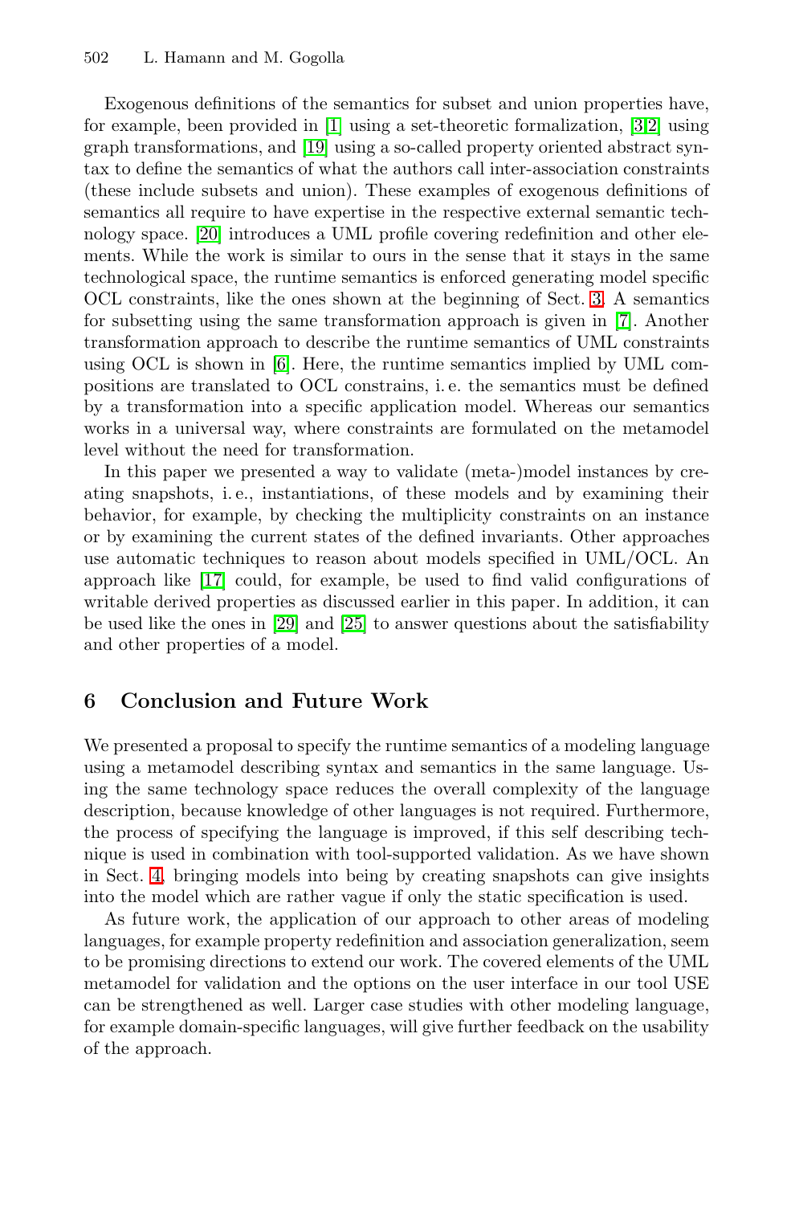Exogenous definitions of the semantics for subset and union properties have, for example, been provided in [1] using a set-theoretic formalization, [3,2] using graph transformations, and [19] using a so-called property oriented abstract syntax to define the semantics of what the authors call inter-association constraints (these include subsets and union). These examples of exogenous definitions of semantics all require to have expertise in the respective external semantic technology space. [20] introduces a UML profile covering redefinition and other elements. While the work is similar to ours in the sense that it stays in the same technological space, the runtime semantics is enforced generating model specific OCL constraints, like the ones shown at the beginning of Sect. 3. A semantics for subsetting using the same transformation approach is given in [7]. Another transformation approach to describe the runtime semantics of UML constraints using OCL is shown in [6]. Here, the runtime semantics implied by UML compositions are translated to OCL constrains, i. e. the semantics must be defined by a transformation into a specific application model. Whereas our semantics works in a universal way, where constraints are formulated on the metamodel level without the need for transformation.

In this paper we presented a way to validate (meta-)model instances by creating snapshots, i. e., instantiations, of these models and by examining their behavior, for example, by checking the multiplicity constraints on an instance or by examining the current states of the defined invariants. Other approaches use automatic techniques to reason about models specified in UML/OCL. An approach like [17] could, for example, be used to find valid configurations of writable derived properties as discussed earlier in this paper. In addition, it can be used like the ones in [29] and [25] to answer questions about the satisfiability and other properties of a model.

## 6 Conclusion and Future Work

We presented a proposal to specify the runtime semantics of a modeling language using a metamodel describing syntax and semantics in the same language. Using the same technology space reduces the overall complexity of the language description, because knowledge of other languages is not required. Furthermore, the process of specifying the language is improved, if this self describing technique is used in combination with tool-supported validation. As we have shown in Sect. 4, bringing models into being by creating snapshots can give insights into the model which are rather vague if only the static specification is used.

As future work, the application of our approach to other areas of modeling languages, for example property redefinition and association generalization, seem to be promising directions to extend our work. The covered elements of the UML metamodel for validation and the options on the user interface in our tool USE can be strengthened as well. Larger case studies with other modeling language, for example domain-specific languages, will give further feedback on the usability of the approach.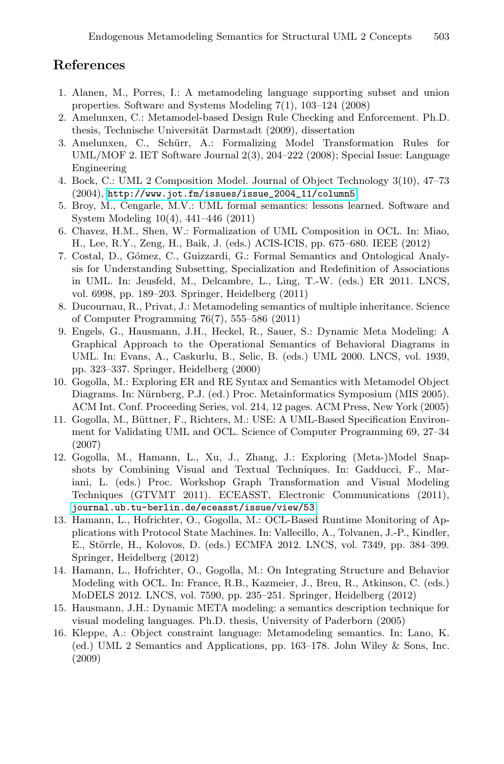## References

1. Alanen, M., Porres, I.: A metamodeling language supporting subset and union properties. Software and Systems Modeling 7(1), 103–124 (2008)
2. Amelunxen, C.: Metamodel-based Design Rule Checking and Enforcement. Ph.D. thesis, Technische Universität Darmstadt (2009), dissertation
3. Amelunxen, C., Schürr, A.: Formalizing Model Transformation Rules for UML/MOF 2. IET Software Journal 2(3), 204–222 (2008); Special Issue: Language Engineering
4. Bock, C.: UML 2 Composition Model. Journal of Object Technology 3(10), 47–73 (2004), http://www.jot.fm/issues/issue_2004_11/column5
5. Broy, M., Cengarle, M.V.: UML formal semantics: lessons learned. Software and System Modeling 10(4), 441–446 (2011)
6. Chavez, H.M., Shen, W.: Formalization of UML Composition in OCL. In: Miao, H., Lee, R.Y., Zeng, H., Baik, J. (eds.) ACIS-ICIS, pp. 675–680. IEEE (2012)
7. Costal, D., Gómez, C., Guizzardi, G.: Formal Semantics and Ontological Analysis for Understanding Subsetting, Specialization and Redefinition of Associations in UML. In: Jeusfeld, M., Delcambre, L., Ling, T.-W. (eds.) ER 2011. LNCS, vol. 6998, pp. 189–203. Springer, Heidelberg (2011)
8. Ducournau, R., Privat, J.: Metamodeling semantics of multiple inheritance. Science of Computer Programming 76(7), 555–586 (2011)
9. Engels, G., Hausmann, J.H., Heckel, R., Sauer, S.: Dynamic Meta Modeling: A Graphical Approach to the Operational Semantics of Behavioral Diagrams in UML. In: Evans, A., Caskurlu, B., Selic, B. (eds.) UML 2000. LNCS, vol. 1939, pp. 323–337. Springer, Heidelberg (2000)
10. Gogolla, M.: Exploring ER and RE Syntax and Semantics with Metamodel Object Diagrams. In: Nürnberg, P.J. (ed.) Proc. Metainformatics Symposium (MIS 2005). ACM Int. Conf. Proceeding Series, vol. 214, 12 pages. ACM Press, New York (2005)
11. Gogolla, M., Büttner, F., Richters, M.: USE: A UML-Based Specification Environment for Validating UML and OCL. Science of Computer Programming 69, 27–34 (2007)
12. Gogolla, M., Hamann, L., Xu, J., Zhang, J.: Exploring (Meta-)Model Snapshots by Combining Visual and Textual Techniques. In: Gadducci, F., Mariani, L. (eds.) Proc. Workshop Graph Transformation and Visual Modeling Techniques (GTVMT 2011). ECEASST, Electronic Communications (2011), journal.ub.tu-berlin.de/eceasst/issue/view/53
13. Hamann, L., Hofrichter, O., Gogolla, M.: OCL-Based Runtime Monitoring of Applications with Protocol State Machines. In: Vallecillo, A., Tolvanen, J.-P., Kindler, E., Störrle, H., Kolovos, D. (eds.) ECMFA 2012. LNCS, vol. 7349, pp. 384–399. Springer, Heidelberg (2012)
14. Hamann, L., Hofrichter, O., Gogolla, M.: On Integrating Structure and Behavior Modeling with OCL. In: France, R.B., Kazmeier, J., Breu, R., Atkinson, C. (eds.) MoDELS 2012. LNCS, vol. 7590, pp. 235–251. Springer, Heidelberg (2012)
15. Hausmann, J.H.: Dynamic META modeling: a semantics description technique for visual modeling languages. Ph.D. thesis, University of Paderborn (2005)
16. Kleppe, A.: Object constraint language: Metamodeling semantics. In: Lano, K. (ed.) UML 2 Semantics and Applications, pp. 163–178. John Wiley & Sons, Inc. (2009)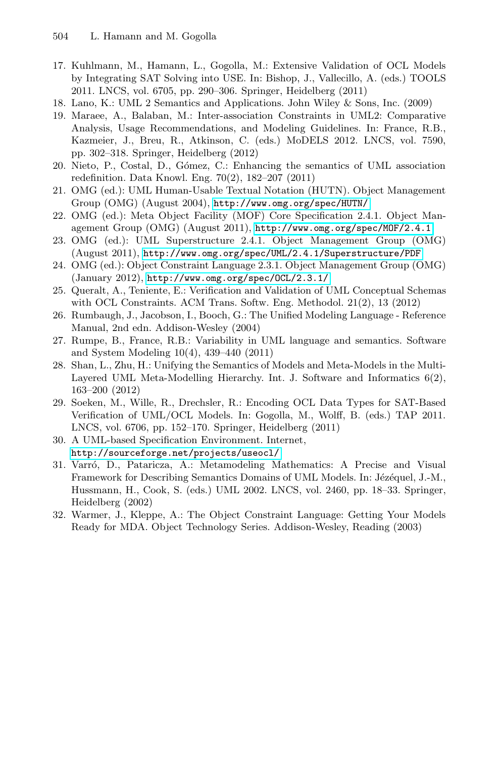17. Kuhlmann, M., Hamann, L., Gogolla, M.: Extensive Validation of OCL Models by Integrating SAT Solving into USE. In: Bishop, J., Vallecillo, A. (eds.) TOOLS 2011. LNCS, vol. 6705, pp. 290–306. Springer, Heidelberg (2011)
18. Lano, K.: UML 2 Semantics and Applications. John Wiley & Sons, Inc. (2009)
19. Maraee, A., Balaban, M.: Inter-association Constraints in UML2: Comparative Analysis, Usage Recommendations, and Modeling Guidelines. In: France, R.B., Kazmeier, J., Breu, R., Atkinson, C. (eds.) MoDELS 2012. LNCS, vol. 7590, pp. 302–318. Springer, Heidelberg (2012)
20. Nieto, P., Costal, D., Gómez, C.: Enhancing the semantics of UML association redefinition. Data Knowl. Eng. 70(2), 182–207 (2011)
21. OMG (ed.): UML Human-Usable Textual Notation (HUTN). Object Management Group (OMG) (August 2004), http://www.omg.org/spec/HUTN/
22. OMG (ed.): Meta Object Facility (MOF) Core Specification 2.4.1. Object Management Group (OMG) (August 2011), http://www.omg.org/spec/MOF/2.4.1
23. OMG (ed.): UML Superstructure 2.4.1. Object Management Group (OMG) (August 2011), http://www.omg.org/spec/UML/2.4.1/Superstructure/PDF
24. OMG (ed.): Object Constraint Language 2.3.1. Object Management Group (OMG) (January 2012), http://www.omg.org/spec/OCL/2.3.1/
25. Queralt, A., Teniente, E.: Verification and Validation of UML Conceptual Schemas with OCL Constraints. ACM Trans. Softw. Eng. Methodol. 21(2), 13 (2012)
26. Rumbaugh, J., Jacobson, I., Booch, G.: The Unified Modeling Language - Reference Manual, 2nd edn. Addison-Wesley (2004)
27. Rumpe, B., France, R.B.: Variability in UML language and semantics. Software and System Modeling 10(4), 439–440 (2011)
28. Shan, L., Zhu, H.: Unifying the Semantics of Models and Meta-Models in the Multi-Layered UML Meta-Modelling Hierarchy. Int. J. Software and Informatics 6(2), 163–200 (2012)
29. Soeken, M., Wille, R., Drechsler, R.: Encoding OCL Data Types for SAT-Based Verification of UML/OCL Models. In: Gogolla, M., Wolff, B. (eds.) TAP 2011. LNCS, vol. 6706, pp. 152–170. Springer, Heidelberg (2011)
30. A UML-based Specification Environment. Internet, http://sourceforge.net/projects/useocl/
31. Varró, D., Pataricza, A.: Metamodeling Mathematics: A Precise and Visual Framework for Describing Semantics Domains of UML Models. In: Jézéquel, J.-M., Hussmann, H., Cook, S. (eds.) UML 2002. LNCS, vol. 2460, pp. 18–33. Springer, Heidelberg (2002)
32. Warmer, J., Kleppe, A.: The Object Constraint Language: Getting Your Models Ready for MDA. Object Technology Series. Addison-Wesley, Reading (2003)